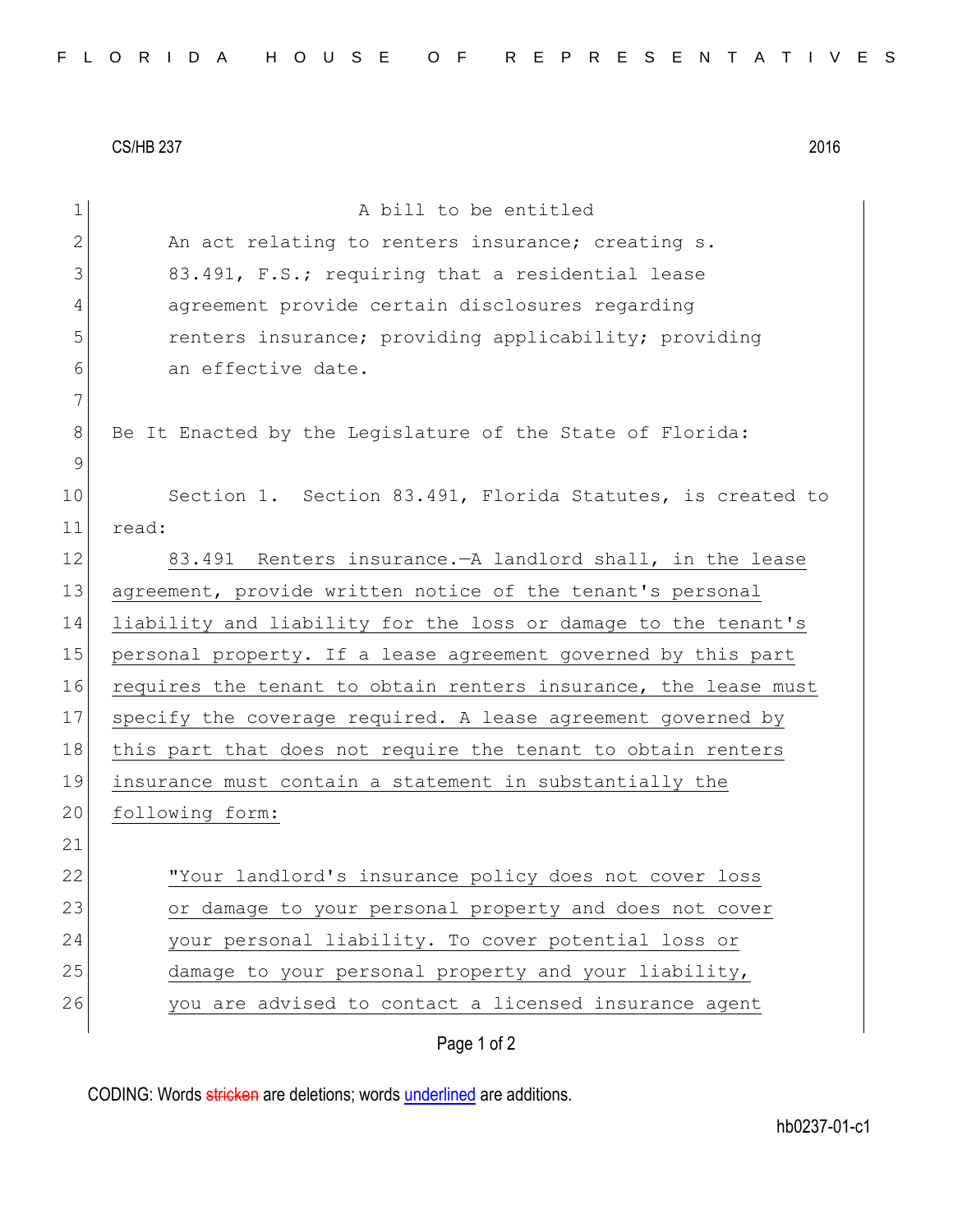CS/HB 237 2016

A bill to be entitled

An act relating to renters insurance; creating s. 83.491, F.S.; requiring that a residential lease agreement provide certain disclosures regarding renters insurance; providing applicability; providing an effective date.

Be It Enacted by the Legislature of the State of Florida:

Section 1. Section 83.491, Florida Statutes, is created to read:

83.491 Renters insurance.—A landlord shall, in the lease agreement, provide written notice of the tenant's personal liability and liability for the loss or damage to the tenant's personal property. If a lease agreement governed by this part requires the tenant to obtain renters insurance, the lease must specify the coverage required. A lease agreement governed by this part that does not require the tenant to obtain renters insurance must contain a statement in substantially the following form:

"Your landlord's insurance policy does not cover loss or damage to your personal property and does not cover your personal liability. To cover potential loss or damage to your personal property and your liability, you are advised to contact a licensed insurance agent

CODING: Words stricken are deletions; words underlined are additions.

hb0237-01-c1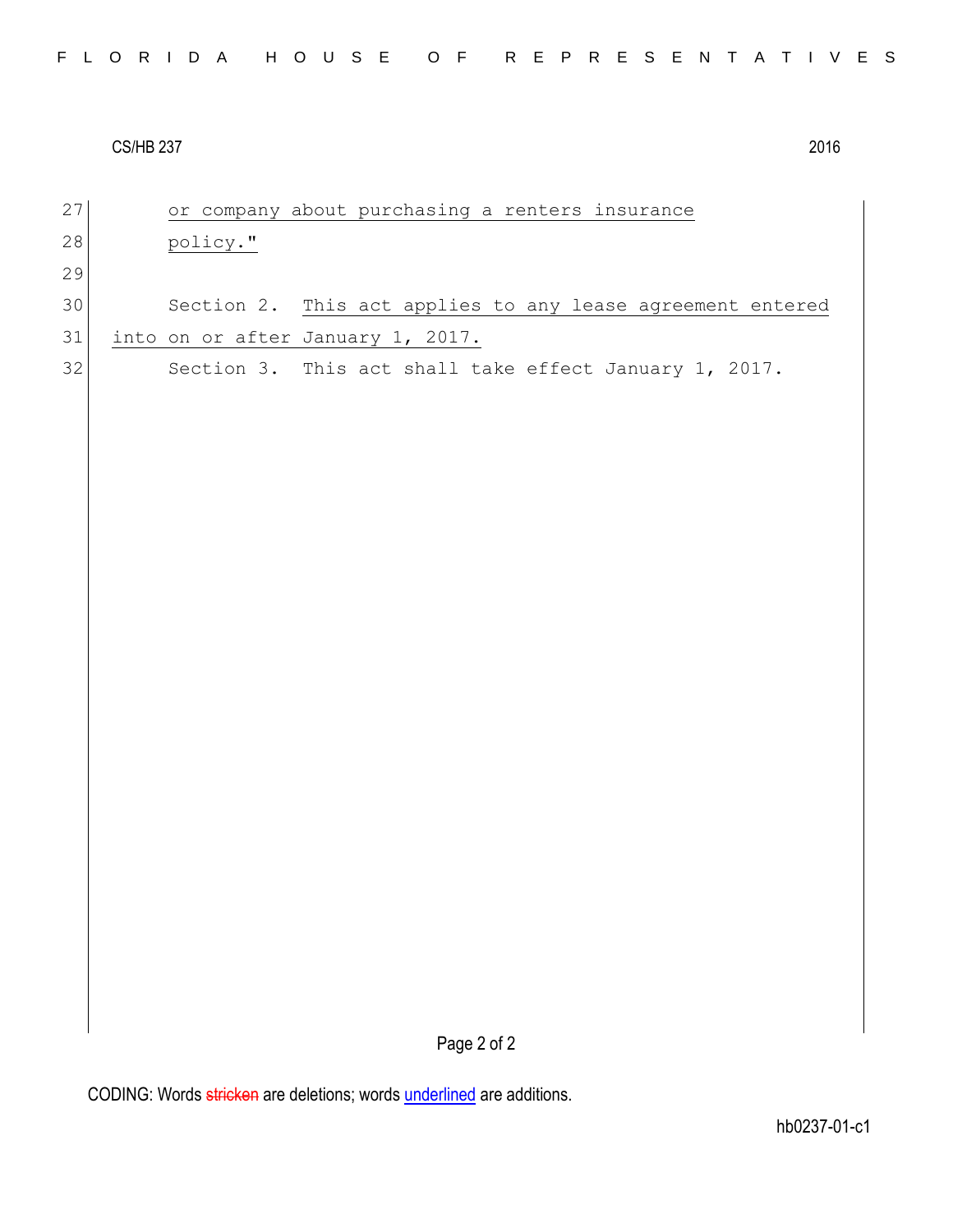or company about purchasing a renters insurance policy."

Section 2. This act applies to any lease agreement entered into on or after January 1, 2017.

Section 3. This act shall take effect January 1, 2017.